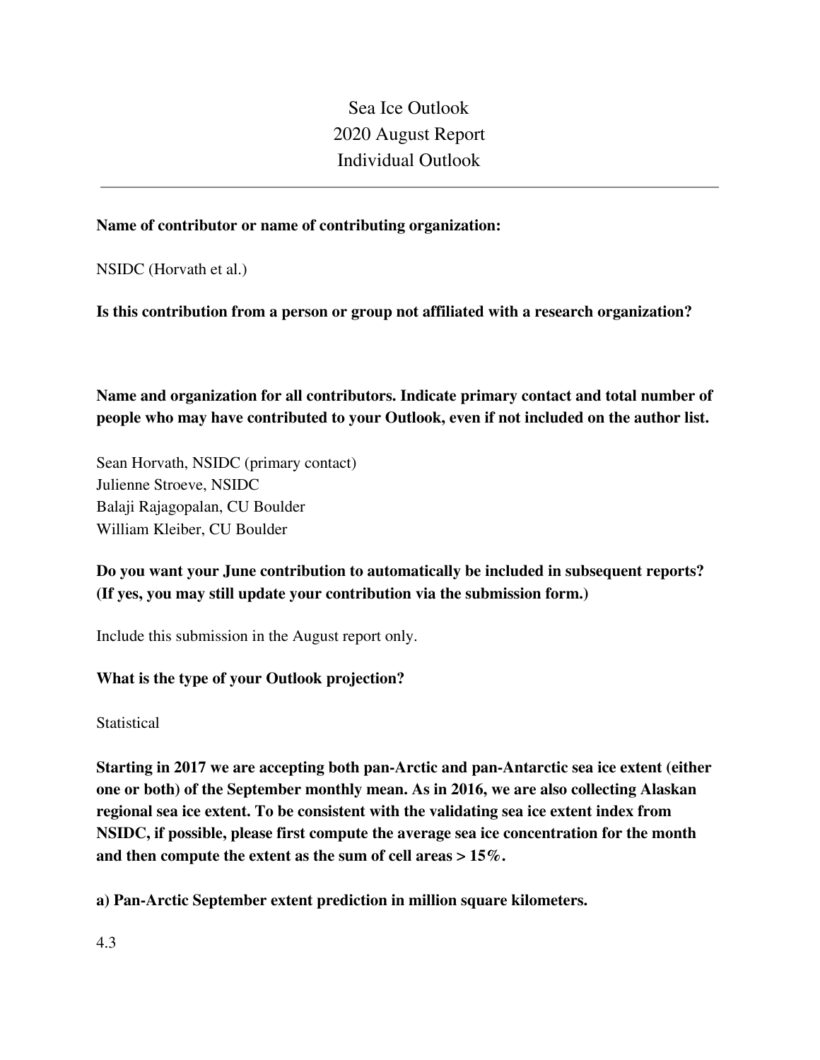# Sea Ice Outlook
# 2020 August Report
# Individual Outlook

---

**Name of contributor or name of contributing organization:**

NSIDC (Horvath et al.)

**Is this contribution from a person or group not affiliated with a research organization?**

**Name and organization for all contributors. Indicate primary contact and total number of people who may have contributed to your Outlook, even if not included on the author list.**

Sean Horvath, NSIDC (primary contact)
Julienne Stroeve, NSIDC
Balaji Rajagopalan, CU Boulder
William Kleiber, CU Boulder

**Do you want your June contribution to automatically be included in subsequent reports? (If yes, you may still update your contribution via the submission form.)**

Include this submission in the August report only.

**What is the type of your Outlook projection?**

Statistical

**Starting in 2017 we are accepting both pan-Arctic and pan-Antarctic sea ice extent (either one or both) of the September monthly mean. As in 2016, we are also collecting Alaskan regional sea ice extent. To be consistent with the validating sea ice extent index from NSIDC, if possible, please first compute the average sea ice concentration for the month and then compute the extent as the sum of cell areas > 15%.**

**a) Pan-Arctic September extent prediction in million square kilometers.**

4.3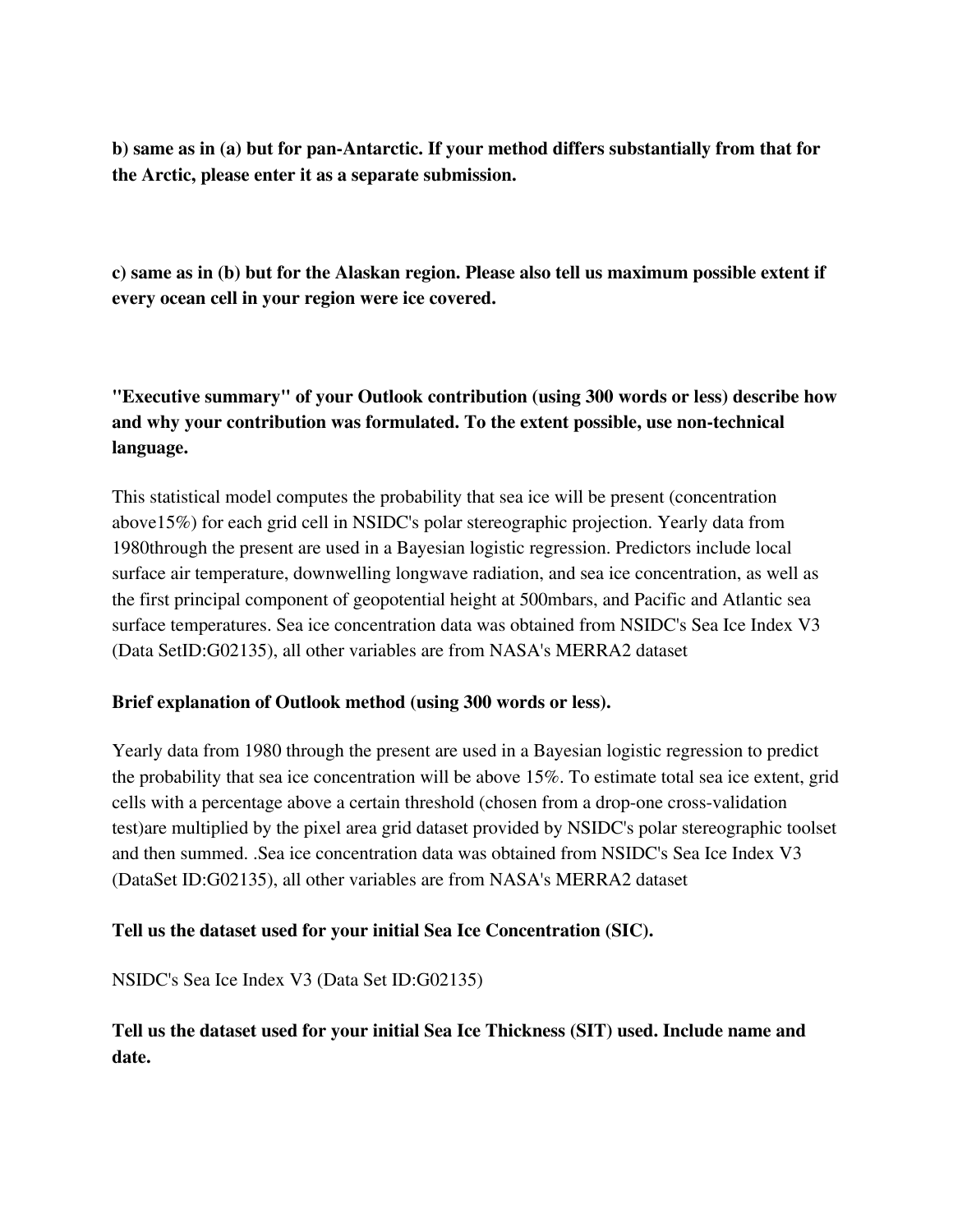**b) same as in (a) but for pan-Antarctic. If your method differs substantially from that for the Arctic, please enter it as a separate submission.**

**c) same as in (b) but for the Alaskan region. Please also tell us maximum possible extent if every ocean cell in your region were ice covered.**

**"Executive summary" of your Outlook contribution (using 300 words or less) describe how and why your contribution was formulated. To the extent possible, use non-technical language.**

This statistical model computes the probability that sea ice will be present (concentration above15%) for each grid cell in NSIDC's polar stereographic projection. Yearly data from 1980through the present are used in a Bayesian logistic regression. Predictors include local surface air temperature, downwelling longwave radiation, and sea ice concentration, as well as the first principal component of geopotential height at 500mbars, and Pacific and Atlantic sea surface temperatures. Sea ice concentration data was obtained from NSIDC's Sea Ice Index V3 (Data SetID:G02135), all other variables are from NASA's MERRA2 dataset

**Brief explanation of Outlook method (using 300 words or less).**

Yearly data from 1980 through the present are used in a Bayesian logistic regression to predict the probability that sea ice concentration will be above 15%. To estimate total sea ice extent, grid cells with a percentage above a certain threshold (chosen from a drop-one cross-validation test)are multiplied by the pixel area grid dataset provided by NSIDC's polar stereographic toolset and then summed. .Sea ice concentration data was obtained from NSIDC's Sea Ice Index V3 (DataSet ID:G02135), all other variables are from NASA's MERRA2 dataset

**Tell us the dataset used for your initial Sea Ice Concentration (SIC).**

NSIDC's Sea Ice Index V3 (Data Set ID:G02135)

**Tell us the dataset used for your initial Sea Ice Thickness (SIT) used. Include name and date.**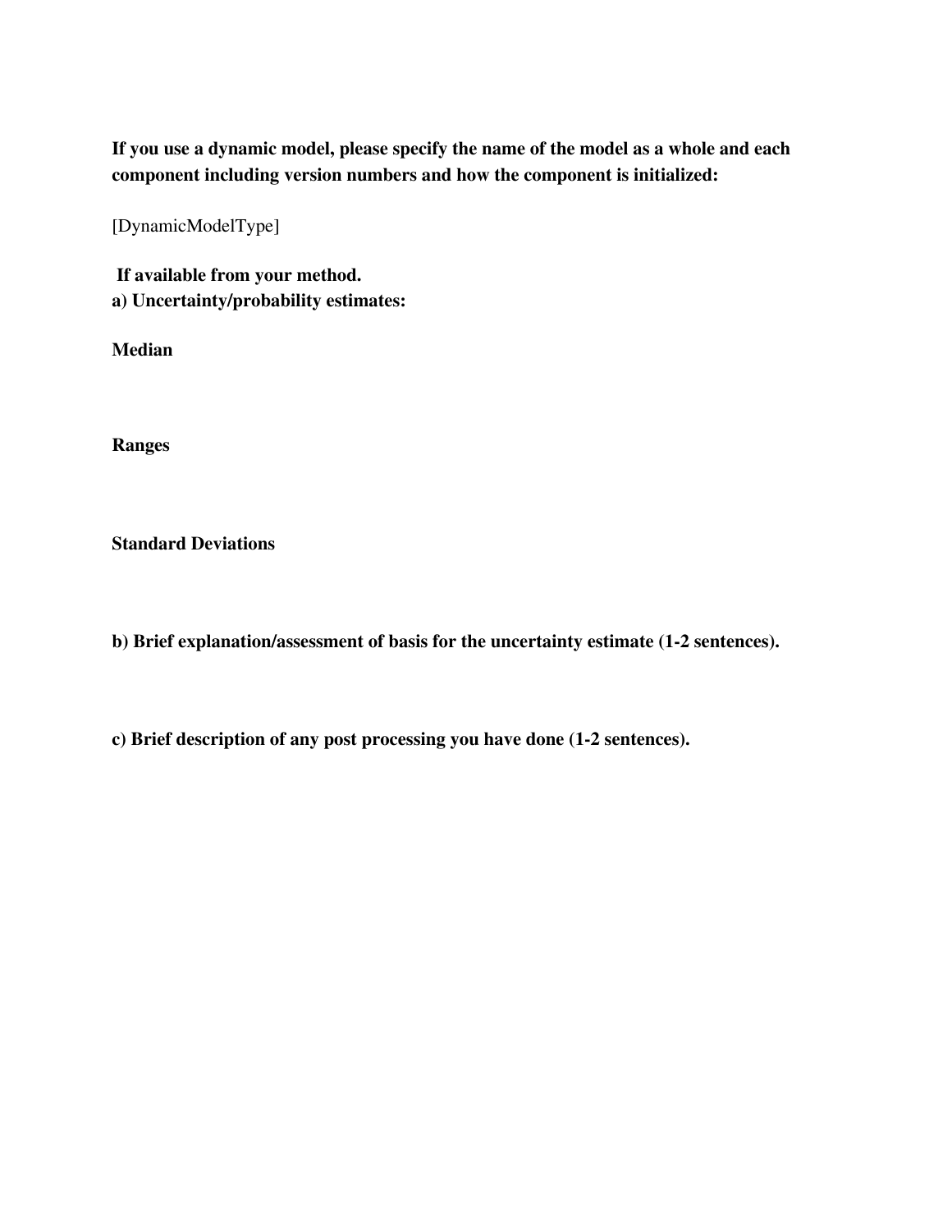**If you use a dynamic model, please specify the name of the model as a whole and each component including version numbers and how the component is initialized:**

[DynamicModelType]

**If available from your method.**

**a) Uncertainty/probability estimates:**

**Median**

**Ranges**

**Standard Deviations**

**b) Brief explanation/assessment of basis for the uncertainty estimate (1-2 sentences).**

**c) Brief description of any post processing you have done (1-2 sentences).**